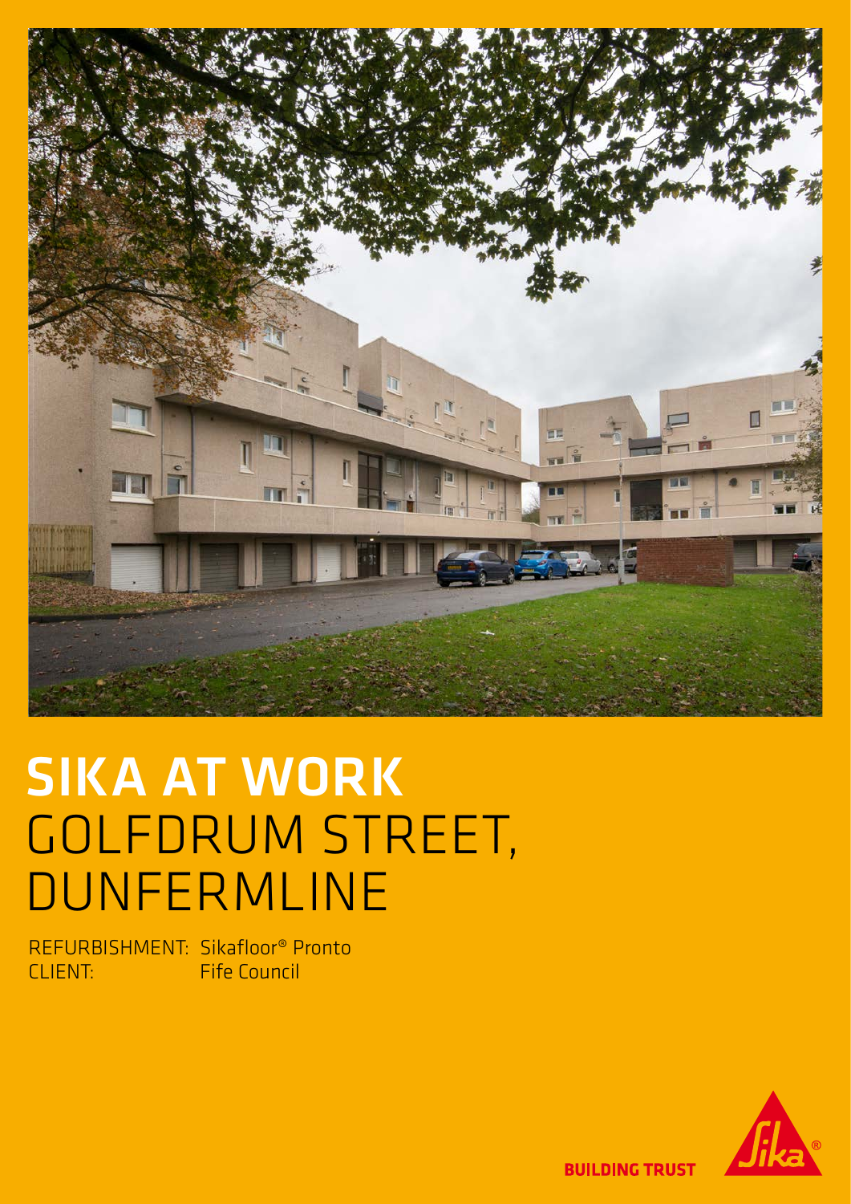# SIKA AT WORK
# GOLFDRUM STREET, DUNFERMLINE

REFURBISHMENT: Sikafloor® Pronto
CLIENT: Fife Council

BUILDING TRUST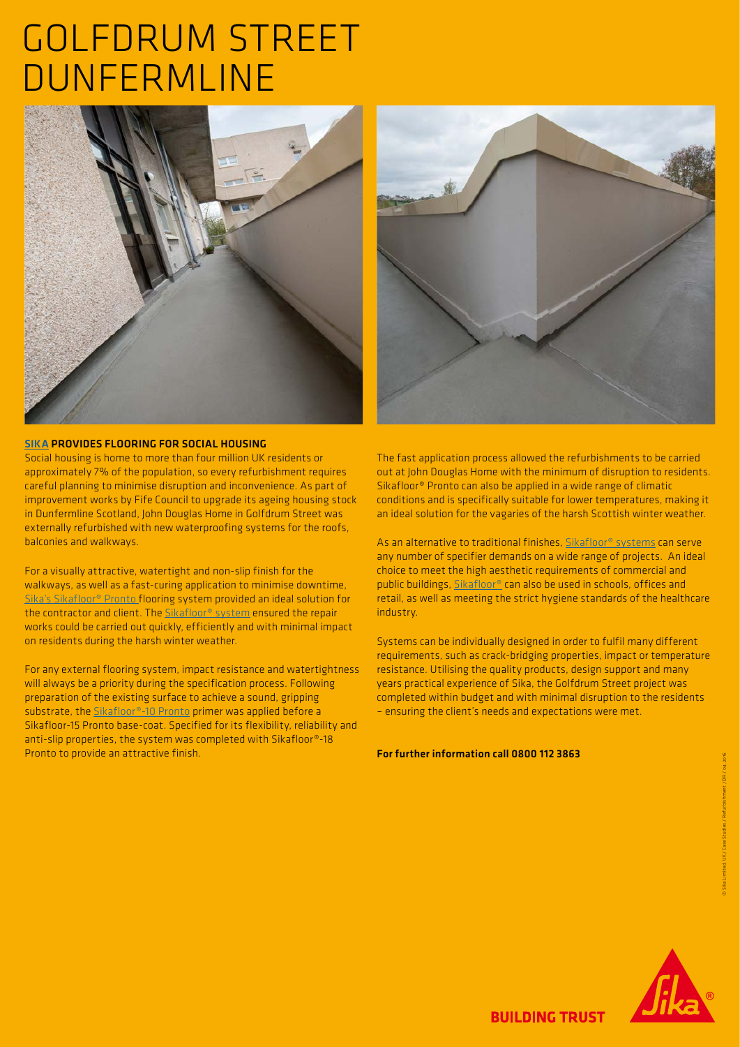# GOLFDRUM STREET DUNFERMLINE

**SIKA PROVIDES FLOORING FOR SOCIAL HOUSING**

Social housing is home to more than four million UK residents or approximately 7% of the population, so every refurbishment requires careful planning to minimise disruption and inconvenience. As part of improvement works by Fife Council to upgrade its ageing housing stock in Dunfermline Scotland, John Douglas Home in Golfdrum Street was externally refurbished with new waterproofing systems for the roofs, balconies and walkways.

For a visually attractive, watertight and non-slip finish for the walkways, as well as a fast-curing application to minimise downtime, Sika's Sikafloor® Pronto flooring system provided an ideal solution for the contractor and client. The Sikafloor® system ensured the repair works could be carried out quickly, efficiently and with minimal impact on residents during the harsh winter weather.

For any external flooring system, impact resistance and watertightness will always be a priority during the specification process. Following preparation of the existing surface to achieve a sound, gripping substrate, the Sikafloor®-10 Pronto primer was applied before a Sikafloor-15 Pronto base-coat. Specified for its flexibility, reliability and anti-slip properties, the system was completed with Sikafloor®-18 Pronto to provide an attractive finish.

The fast application process allowed the refurbishments to be carried out at John Douglas Home with the minimum of disruption to residents. Sikafloor® Pronto can also be applied in a wide range of climatic conditions and is specifically suitable for lower temperatures, making it an ideal solution for the vagaries of the harsh Scottish winter weather.

As an alternative to traditional finishes, Sikafloor® systems can serve any number of specifier demands on a wide range of projects. An ideal choice to meet the high aesthetic requirements of commercial and public buildings, Sikafloor® can also be used in schools, offices and retail, as well as meeting the strict hygiene standards of the healthcare industry.

Systems can be individually designed in order to fulfil many different requirements, such as crack-bridging properties, impact or temperature resistance. Utilising the quality products, design support and many years practical experience of Sika, the Golfdrum Street project was completed within budget and with minimal disruption to the residents – ensuring the client's needs and expectations were met.

**For further information call 0800 112 3863**

© Sika Limited, UK / Case Studies / Refurbishment / DR / 04.2016

**BUILDING TRUST**